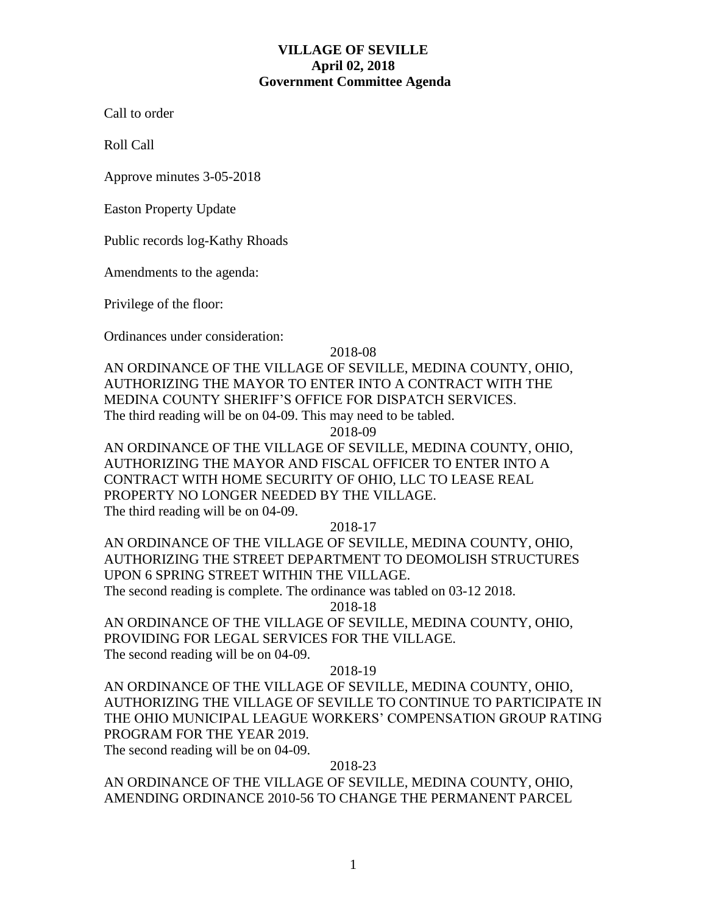**VILLAGE OF SEVILLE**
**April 02, 2018**
**Government Committee Agenda**

Call to order

Roll Call

Approve minutes 3-05-2018

Easton Property Update

Public records log-Kathy Rhoads

Amendments to the agenda:

Privilege of the floor:

Ordinances under consideration:

2018-08

AN ORDINANCE OF THE VILLAGE OF SEVILLE, MEDINA COUNTY, OHIO, AUTHORIZING THE MAYOR TO ENTER INTO A CONTRACT WITH THE MEDINA COUNTY SHERIFF'S OFFICE FOR DISPATCH SERVICES.
The third reading will be on 04-09. This may need to be tabled.

2018-09

AN ORDINANCE OF THE VILLAGE OF SEVILLE, MEDINA COUNTY, OHIO, AUTHORIZING THE MAYOR AND FISCAL OFFICER TO ENTER INTO A CONTRACT WITH HOME SECURITY OF OHIO, LLC TO LEASE REAL PROPERTY NO LONGER NEEDED BY THE VILLAGE.
The third reading will be on 04-09.

2018-17

AN ORDINANCE OF THE VILLAGE OF SEVILLE, MEDINA COUNTY, OHIO, AUTHORIZING THE STREET DEPARTMENT TO DEOMOLISH STRUCTURES UPON 6 SPRING STREET WITHIN THE VILLAGE.
The second reading is complete. The ordinance was tabled on 03-12 2018.

2018-18

AN ORDINANCE OF THE VILLAGE OF SEVILLE, MEDINA COUNTY, OHIO, PROVIDING FOR LEGAL SERVICES FOR THE VILLAGE.
The second reading will be on 04-09.

2018-19

AN ORDINANCE OF THE VILLAGE OF SEVILLE, MEDINA COUNTY, OHIO, AUTHORIZING THE VILLAGE OF SEVILLE TO CONTINUE TO PARTICIPATE IN THE OHIO MUNICIPAL LEAGUE WORKERS' COMPENSATION GROUP RATING PROGRAM FOR THE YEAR 2019.
The second reading will be on 04-09.

2018-23

AN ORDINANCE OF THE VILLAGE OF SEVILLE, MEDINA COUNTY, OHIO, AMENDING ORDINANCE 2010-56 TO CHANGE THE PERMANENT PARCEL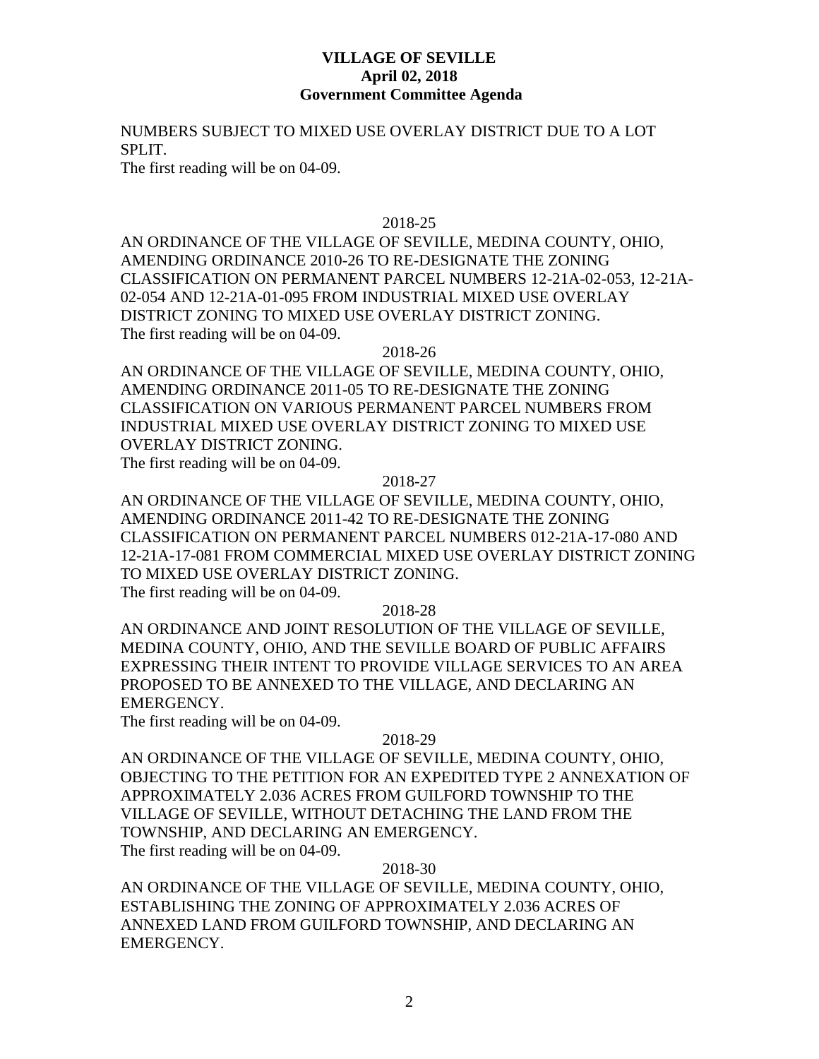NUMBERS SUBJECT TO MIXED USE OVERLAY DISTRICT DUE TO A LOT SPLIT.
The first reading will be on 04-09.

2018-25

AN ORDINANCE OF THE VILLAGE OF SEVILLE, MEDINA COUNTY, OHIO, AMENDING ORDINANCE 2010-26 TO RE-DESIGNATE THE ZONING CLASSIFICATION ON PERMANENT PARCEL NUMBERS 12-21A-02-053, 12-21A-02-054 AND 12-21A-01-095 FROM INDUSTRIAL MIXED USE OVERLAY DISTRICT ZONING TO MIXED USE OVERLAY DISTRICT ZONING.
The first reading will be on 04-09.

2018-26

AN ORDINANCE OF THE VILLAGE OF SEVILLE, MEDINA COUNTY, OHIO, AMENDING ORDINANCE 2011-05 TO RE-DESIGNATE THE ZONING CLASSIFICATION ON VARIOUS PERMANENT PARCEL NUMBERS FROM INDUSTRIAL MIXED USE OVERLAY DISTRICT ZONING TO MIXED USE OVERLAY DISTRICT ZONING.
The first reading will be on 04-09.

2018-27

AN ORDINANCE OF THE VILLAGE OF SEVILLE, MEDINA COUNTY, OHIO, AMENDING ORDINANCE 2011-42 TO RE-DESIGNATE THE ZONING CLASSIFICATION ON PERMANENT PARCEL NUMBERS 012-21A-17-080 AND 12-21A-17-081 FROM COMMERCIAL MIXED USE OVERLAY DISTRICT ZONING TO MIXED USE OVERLAY DISTRICT ZONING.
The first reading will be on 04-09.

2018-28

AN ORDINANCE AND JOINT RESOLUTION OF THE VILLAGE OF SEVILLE, MEDINA COUNTY, OHIO, AND THE SEVILLE BOARD OF PUBLIC AFFAIRS EXPRESSING THEIR INTENT TO PROVIDE VILLAGE SERVICES TO AN AREA PROPOSED TO BE ANNEXED TO THE VILLAGE, AND DECLARING AN EMERGENCY.
The first reading will be on 04-09.

2018-29

AN ORDINANCE OF THE VILLAGE OF SEVILLE, MEDINA COUNTY, OHIO, OBJECTING TO THE PETITION FOR AN EXPEDITED TYPE 2 ANNEXATION OF APPROXIMATELY 2.036 ACRES FROM GUILFORD TOWNSHIP TO THE VILLAGE OF SEVILLE, WITHOUT DETACHING THE LAND FROM THE TOWNSHIP, AND DECLARING AN EMERGENCY.
The first reading will be on 04-09.

2018-30

AN ORDINANCE OF THE VILLAGE OF SEVILLE, MEDINA COUNTY, OHIO, ESTABLISHING THE ZONING OF APPROXIMATELY 2.036 ACRES OF ANNEXED LAND FROM GUILFORD TOWNSHIP, AND DECLARING AN EMERGENCY.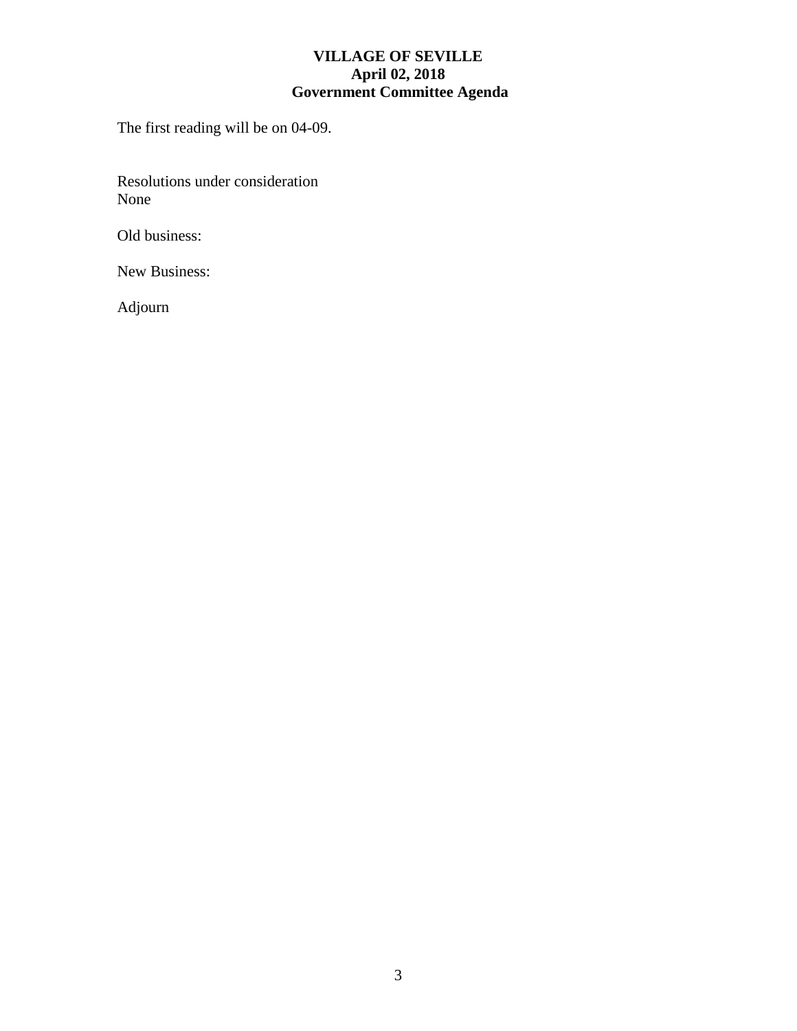**VILLAGE OF SEVILLE**
**April 02, 2018**
**Government Committee Agenda**

The first reading will be on 04-09.

Resolutions under consideration
None

Old business:

New Business:

Adjourn